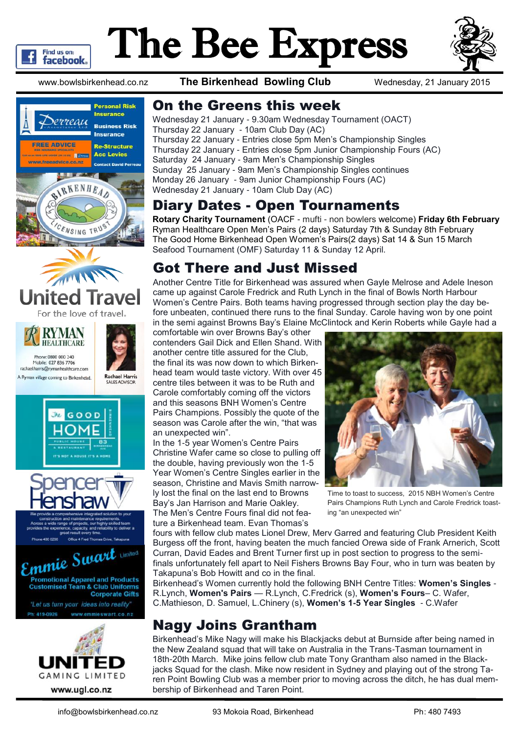# The Bee Express

www.bowlsbirkenhead.co.nz **The Birkenhead Bowling Club** Wednesday, 21 January 2015

## On the Greens this week

Wednesday 21 January - 9.30am Wednesday Tournament (OACT)
Thursday 22 January - 10am Club Day (AC)
Thursday 22 January - Entries close 5pm Men's Championship Singles
Thursday 22 January - Entries close 5pm Junior Championship Fours (AC)
Saturday 24 January - 9am Men's Championship Singles
Sunday 25 January - 9am Men's Championship Singles continues
Monday 26 January - 9am Junior Championship Fours (AC)
Wednesday 21 January - 10am Club Day (AC)

## Diary Dates - Open Tournaments

**Rotary Charity Tournament** (OACF - mufti - non bowlers welcome) **Friday 6th February**
Ryman Healthcare Open Men's Pairs (2 days) Saturday 7th & Sunday 8th February
The Good Home Birkenhead Open Women's Pairs(2 days) Sat 14 & Sun 15 March
Seafood Tournament (OMF) Saturday 11 & Sunday 12 April.

## Got There and Just Missed

Another Centre Title for Birkenhead was assured when Gayle Melrose and Adele Ineson came up against Carole Fredrick and Ruth Lynch in the final of Bowls North Harbour Women's Centre Pairs. Both teams having progressed through section play the day before unbeaten, continued there runs to the final Sunday. Carole having won by one point in the semi against Browns Bay's Elaine McClintock and Kerin Roberts while Gayle had a comfortable win over Browns Bay's other contenders Gail Dick and Ellen Shand. With another centre title assured for the Club, the final its was now down to which Birkenhead team would taste victory. With over 45 centre tiles between it was to be Ruth and Carole comfortably coming off the victors and this seasons BNH Women's Centre Pairs Champions. Possibly the quote of the season was Carole after the win, "that was an unexpected win".

Time to toast to success, 2015 NBH Women's Centre Pairs Champions Ruth Lynch and Carole Fredrick toasting "an unexpected win"

In the 1-5 year Women's Centre Pairs Christine Wafer came so close to pulling off the double, having previously won the 1-5 Year Women's Centre Singles earlier in the season, Christine and Mavis Smith narrowly lost the final on the last end to Browns Bay's Jan Harrison and Marie Oakley.

The Men's Centre Fours final did not feature a Birkenhead team. Evan Thomas's fours with fellow club mates Lionel Drew, Merv Garred and featuring Club President Keith Burgess off the front, having beaten the much fancied Orewa side of Frank Arnerich, Scott Curran, David Eades and Brent Turner first up in post section to progress to the semi-finals unfortunately fell apart to Neil Fishers Browns Bay Four, who in turn was beaten by Takapuna's Bob Howitt and co in the final.

Birkenhead's Women currently hold the following BNH Centre Titles: **Women's Singles** - R.Lynch, **Women's Pairs** — R.Lynch, C.Fredrick (s), **Women's Fours**– C. Wafer, C.Mathieson, D. Samuel, L.Chinery (s), **Women's 1-5 Year Singles** - C.Wafer

## Nagy Joins Grantham

Birkenhead's Mike Nagy will make his Blackjacks debut at Burnside after being named in the New Zealand squad that will take on Australia in the Trans-Tasman tournament in 18th-20th March. Mike joins fellow club mate Tony Grantham also named in the Blackjacks Squad for the clash. Mike now resident in Sydney and playing out of the strong Taren Point Bowling Club was a member prior to moving across the ditch, he has dual membership of Birkenhead and Taren Point.

info@bowlsbirkenhead.co.nz 93 Mokoia Road, Birkenhead Ph: 480 7493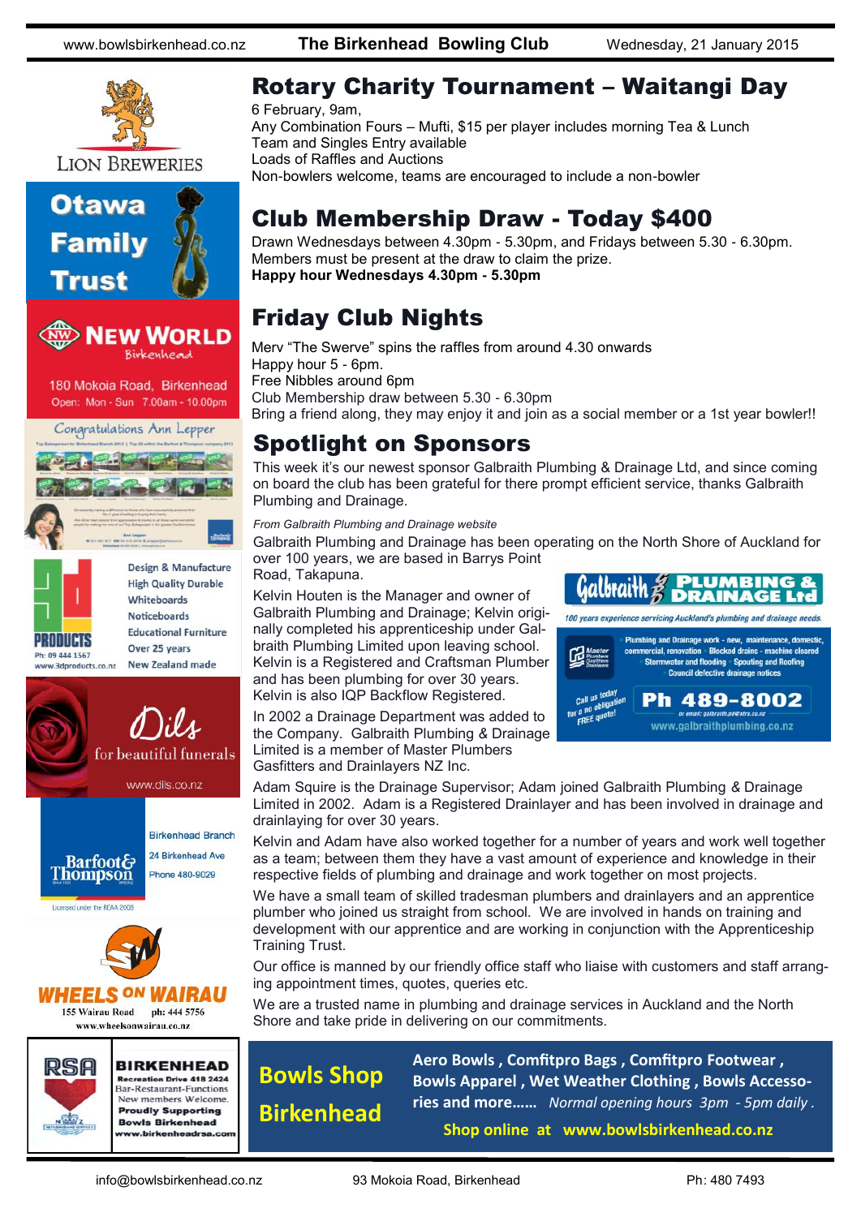# Rotary Charity Tournament – Waitangi Day

6 February, 9am,
Any Combination Fours – Mufti, $15 per player includes morning Tea & Lunch
Team and Singles Entry available
Loads of Raffles and Auctions
Non-bowlers welcome, teams are encouraged to include a non-bowler

# Club Membership Draw - Today $400

Drawn Wednesdays between 4.30pm - 5.30pm, and Fridays between 5.30 - 6.30pm.
Members must be present at the draw to claim the prize.
**Happy hour Wednesdays 4.30pm - 5.30pm**

# Friday Club Nights

Merv "The Swerve" spins the raffles from around 4.30 onwards
Happy hour 5 - 6pm.
Free Nibbles around 6pm
Club Membership draw between 5.30 - 6.30pm
Bring a friend along, they may enjoy it and join as a social member or a 1st year bowler!!

# Spotlight on Sponsors

This week it's our newest sponsor Galbraith Plumbing & Drainage Ltd, and since coming on board the club has been grateful for there prompt efficient service, thanks Galbraith Plumbing and Drainage.

*From Galbraith Plumbing and Drainage website*

Galbraith Plumbing and Drainage has been operating on the North Shore of Auckland for over 100 years, we are based in Barrys Point Road, Takapuna.

Kelvin Houten is the Manager and owner of Galbraith Plumbing and Drainage; Kelvin originally completed his apprenticeship under Galbraith Plumbing Limited upon leaving school. Kelvin is a Registered and Craftsman Plumber and has been plumbing for over 30 years. Kelvin is also IQP Backflow Registered.

In 2002 a Drainage Department was added to the Company. Galbraith Plumbing & Drainage Limited is a member of Master Plumbers Gasfitters and Drainlayers NZ Inc.

Galbraith PLUMBING & DRAINAGE Ltd
100 years experience servicing Auckland's plumbing and drainage needs.
Plumbing and Drainage work - new, maintenance, domestic, commercial, renovation · Blocked drains - machine cleared · Stormwater and flooding · Spouting and Roofing · Council defective drainage notices
Call us today for a no obligation FREE quote!
Ph 489-8002
or email: galbraith.pd@xtra.co.nz
www.galbraithplumbing.co.nz

Adam Squire is the Drainage Supervisor; Adam joined Galbraith Plumbing & Drainage Limited in 2002. Adam is a Registered Drainlayer and has been involved in drainage and drainlaying for over 30 years.

Kelvin and Adam have also worked together for a number of years and work well together as a team; between them they have a vast amount of experience and knowledge in their respective fields of plumbing and drainage and work together on most projects.

We have a small team of skilled tradesman plumbers and drainlayers and an apprentice plumber who joined us straight from school. We are involved in hands on training and development with our apprentice and are working in conjunction with the Apprenticeship Training Trust.

Our office is manned by our friendly office staff who liaise with customers and staff arranging appointment times, quotes, queries etc.

We are a trusted name in plumbing and drainage services in Auckland and the North Shore and take pride in delivering on our commitments.

**Bowls Shop Birkenhead**

**Aero Bowls , Comfitpro Bags , Comfitpro Footwear , Bowls Apparel , Wet Weather Clothing , Bowls Accessories and more……** *Normal opening hours 3pm - 5pm daily .*

**Shop online at www.bowlsbirkenhead.co.nz**

LION BREWERIES

Otawa Family Trust

NEW WORLD Birkenhead
180 Mokoia Road, Birkenhead
Open: Mon - Sun 7.00am - 10.00pm

Congratulations Ann Lepper

3d PRODUCTS
Ph: 09 444 1567
www.3dproducts.co.nz
Design & Manufacture
High Quality Durable
Whiteboards
Noticeboards
Educational Furniture
Over 25 years
New Zealand made

Dils for beautiful funerals
www.dils.co.nz

Barfoot & Thompson
Birkenhead Branch
24 Birkenhead Ave
Phone 480-9029
Licensed under the REAA 2008

WHEELS ON WAIRAU
155 Wairau Road ph: 444 5756
www.wheelsonwairau.co.nz

RSA
BIRKENHEAD
Recreation Drive 418 2424
Bar-Restaurant-Functions
New members Welcome.
Proudly Supporting
Bowls Birkenhead
www.birkenheadrsa.com